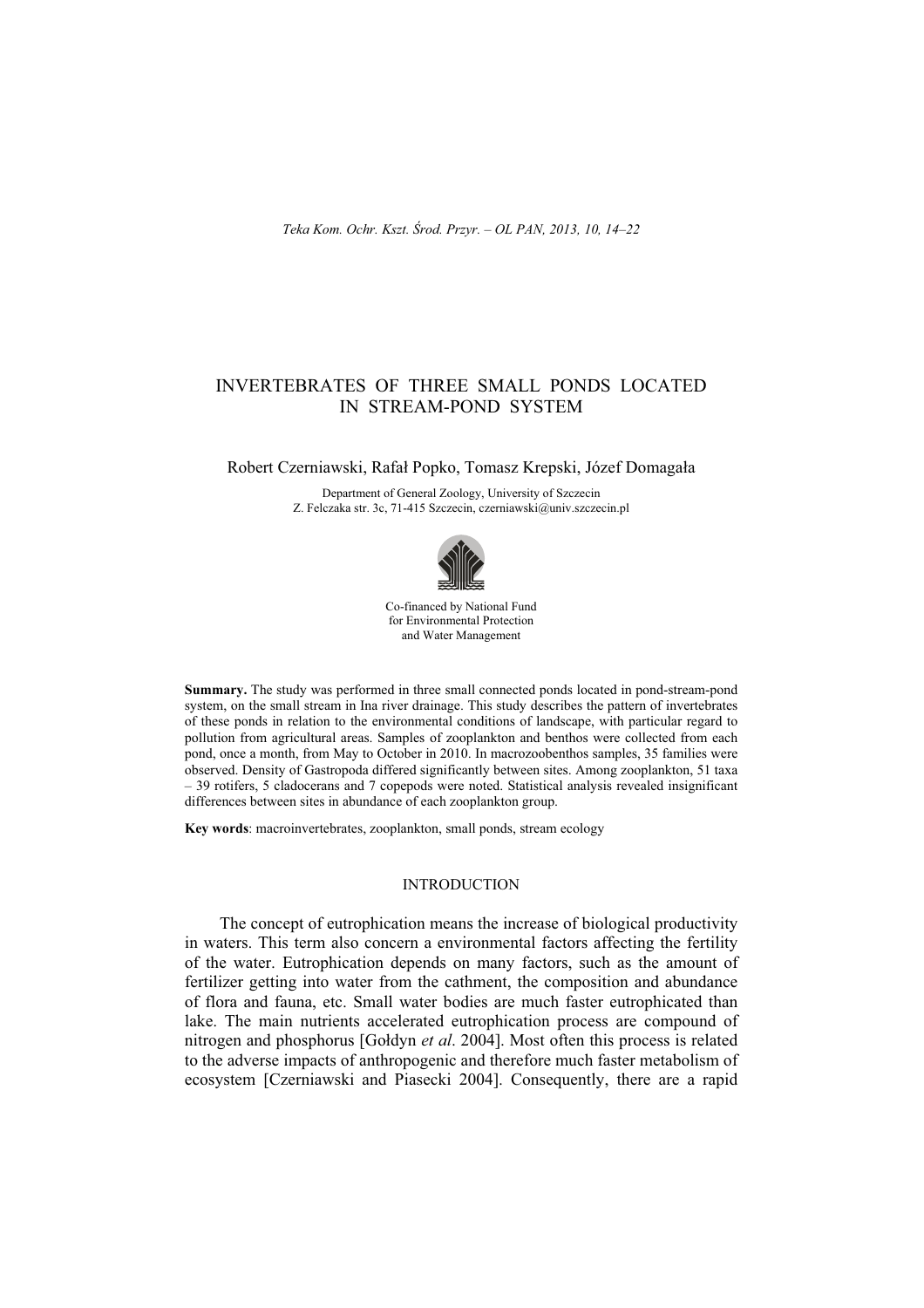# INVERTEBRATES OF THREE SMALL PONDS LOCATED IN STREAM-POND SYSTEM

Robert Czerniawski, Rafał Popko, Tomasz Krepski, Józef Domagała

Department of General Zoology, University of Szczecin
Z. Felczaka str. 3c, 71-415 Szczecin, czerniawski@univ.szczecin.pl

Co-financed by National Fund
for Environmental Protection
and Water Management

**Summary.** The study was performed in three small connected ponds located in pond-stream-pond system, on the small stream in Ina river drainage. This study describes the pattern of invertebrates of these ponds in relation to the environmental conditions of landscape, with particular regard to pollution from agricultural areas. Samples of zooplankton and benthos were collected from each pond, once a month, from May to October in 2010. In macrozoobenthos samples, 35 families were observed. Density of Gastropoda differed significantly between sites. Among zooplankton, 51 taxa – 39 rotifers, 5 cladocerans and 7 copepods were noted. Statistical analysis revealed insignificant differences between sites in abundance of each zooplankton group.

**Key words**: macroinvertebrates, zooplankton, small ponds, stream ecology

## INTRODUCTION

The concept of eutrophication means the increase of biological productivity in waters. This term also concern a environmental factors affecting the fertility of the water. Eutrophication depends on many factors, such as the amount of fertilizer getting into water from the cathment, the composition and abundance of flora and fauna, etc. Small water bodies are much faster eutrophicated than lake. The main nutrients accelerated eutrophication process are compound of nitrogen and phosphorus [Gołdyn *et al*. 2004]. Most often this process is related to the adverse impacts of anthropogenic and therefore much faster metabolism of ecosystem [Czerniawski and Piasecki 2004]. Consequently, there are a rapid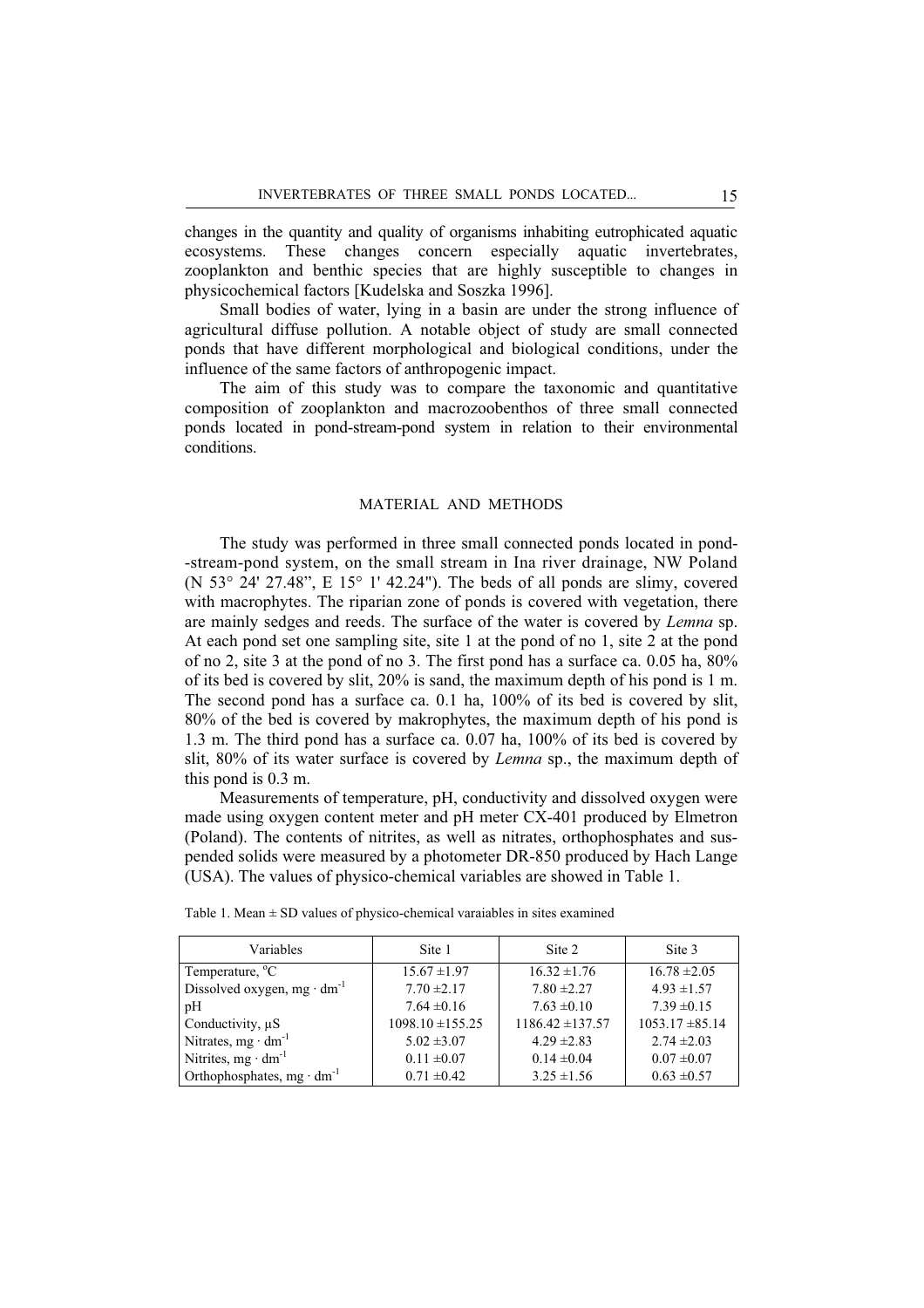changes in the quantity and quality of organisms inhabiting eutrophicated aquatic ecosystems. These changes concern especially aquatic invertebrates, zooplankton and benthic species that are highly susceptible to changes in physicochemical factors [Kudelska and Soszka 1996].

Small bodies of water, lying in a basin are under the strong influence of agricultural diffuse pollution. A notable object of study are small connected ponds that have different morphological and biological conditions, under the influence of the same factors of anthropogenic impact.

The aim of this study was to compare the taxonomic and quantitative composition of zooplankton and macrozoobenthos of three small connected ponds located in pond-stream-pond system in relation to their environmental conditions.

## MATERIAL AND METHODS

The study was performed in three small connected ponds located in pond--stream-pond system, on the small stream in Ina river drainage, NW Poland (N 53° 24' 27.48", E 15° 1' 42.24"). The beds of all ponds are slimy, covered with macrophytes. The riparian zone of ponds is covered with vegetation, there are mainly sedges and reeds. The surface of the water is covered by *Lemna* sp. At each pond set one sampling site, site 1 at the pond of no 1, site 2 at the pond of no 2, site 3 at the pond of no 3. The first pond has a surface ca. 0.05 ha, 80% of its bed is covered by slit, 20% is sand, the maximum depth of his pond is 1 m. The second pond has a surface ca. 0.1 ha, 100% of its bed is covered by slit, 80% of the bed is covered by makrophytes, the maximum depth of his pond is 1.3 m. The third pond has a surface ca. 0.07 ha, 100% of its bed is covered by slit, 80% of its water surface is covered by *Lemna* sp., the maximum depth of this pond is 0.3 m.

Measurements of temperature, pH, conductivity and dissolved oxygen were made using oxygen content meter and pH meter CX-401 produced by Elmetron (Poland). The contents of nitrites, as well as nitrates, orthophosphates and suspended solids were measured by a photometer DR-850 produced by Hach Lange (USA). The values of physico-chemical variables are showed in Table 1.

Table 1. Mean ± SD values of physico-chemical varaiables in sites examined

| Variables | Site 1 | Site 2 | Site 3 |
|---|---|---|---|
| Temperature, °C | 15.67 ±1.97 | 16.32 ±1.76 | 16.78 ±2.05 |
| Dissolved oxygen, $mg \cdot dm^{-1}$ | 7.70 ±2.17 | 7.80 ±2.27 | 4.93 ±1.57 |
| pH | 7.64 ±0.16 | 7.63 ±0.10 | 7.39 ±0.15 |
| Conductivity, µS | 1098.10 ±155.25 | 1186.42 ±137.57 | 1053.17 ±85.14 |
| Nitrates, $mg \cdot dm^{-1}$ | 5.02 ±3.07 | 4.29 ±2.83 | 2.74 ±2.03 |
| Nitrites, $mg \cdot dm^{-1}$ | 0.11 ±0.07 | 0.14 ±0.04 | 0.07 ±0.07 |
| Orthophosphates, $mg \cdot dm^{-1}$ | 0.71 ±0.42 | 3.25 ±1.56 | 0.63 ±0.57 |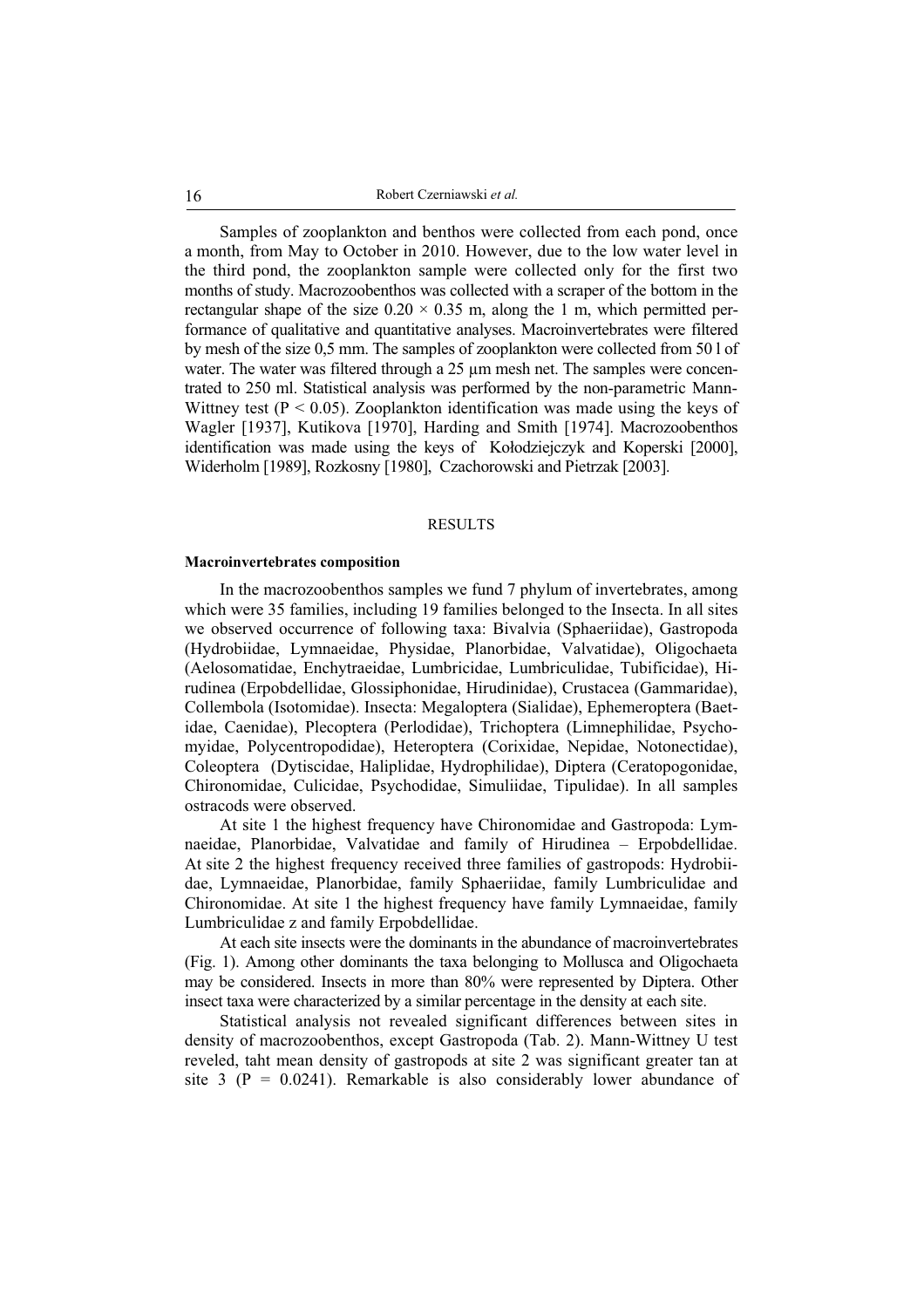Samples of zooplankton and benthos were collected from each pond, once a month, from May to October in 2010. However, due to the low water level in the third pond, the zooplankton sample were collected only for the first two months of study. Macrozoobenthos was collected with a scraper of the bottom in the rectangular shape of the size $0.20 \times 0.35$ m, along the 1 m, which permitted performance of qualitative and quantitative analyses. Macroinvertebrates were filtered by mesh of the size 0,5 mm. The samples of zooplankton were collected from 50 l of water. The water was filtered through a 25 μm mesh net. The samples were concentrated to 250 ml. Statistical analysis was performed by the non-parametric Mann-Wittney test ($P < 0.05$). Zooplankton identification was made using the keys of Wagler [1937], Kutikova [1970], Harding and Smith [1974]. Macrozoobenthos identification was made using the keys of Kołodziejczyk and Koperski [2000], Widerholm [1989], Rozkosny [1980], Czachorowski and Pietrzak [2003].

## RESULTS

**Macroinvertebrates composition**

In the macrozoobenthos samples we fund 7 phylum of invertebrates, among which were 35 families, including 19 families belonged to the Insecta. In all sites we observed occurrence of following taxa: Bivalvia (Sphaeriidae), Gastropoda (Hydrobiidae, Lymnaeidae, Physidae, Planorbidae, Valvatidae), Oligochaeta (Aelosomatidae, Enchytraeidae, Lumbricidae, Lumbriculidae, Tubificidae), Hirudinea (Erpobdellidae, Glossiphonidae, Hirudinidae), Crustacea (Gammaridae), Collembola (Isotomidae). Insecta: Megaloptera (Sialidae), Ephemeroptera (Baetidae, Caenidae), Plecoptera (Perlodidae), Trichoptera (Limnephilidae, Psychomyidae, Polycentropodidae), Heteroptera (Corixidae, Nepidae, Notonectidae), Coleoptera (Dytiscidae, Haliplidae, Hydrophilidae), Diptera (Ceratopogonidae, Chironomidae, Culicidae, Psychodidae, Simuliidae, Tipulidae). In all samples ostracods were observed.

At site 1 the highest frequency have Chironomidae and Gastropoda: Lymnaeidae, Planorbidae, Valvatidae and family of Hirudinea – Erpobdellidae. At site 2 the highest frequency received three families of gastropods: Hydrobiidae, Lymnaeidae, Planorbidae, family Sphaeriidae, family Lumbriculidae and Chironomidae. At site 1 the highest frequency have family Lymnaeidae, family Lumbriculidae z and family Erpobdellidae.

At each site insects were the dominants in the abundance of macroinvertebrates (Fig. 1). Among other dominants the taxa belonging to Mollusca and Oligochaeta may be considered. Insects in more than 80% were represented by Diptera. Other insect taxa were characterized by a similar percentage in the density at each site.

Statistical analysis not revealed significant differences between sites in density of macrozoobenthos, except Gastropoda (Tab. 2). Mann-Wittney U test reveled, taht mean density of gastropods at site 2 was significant greater tan at site 3 ($P = 0.0241$). Remarkable is also considerably lower abundance of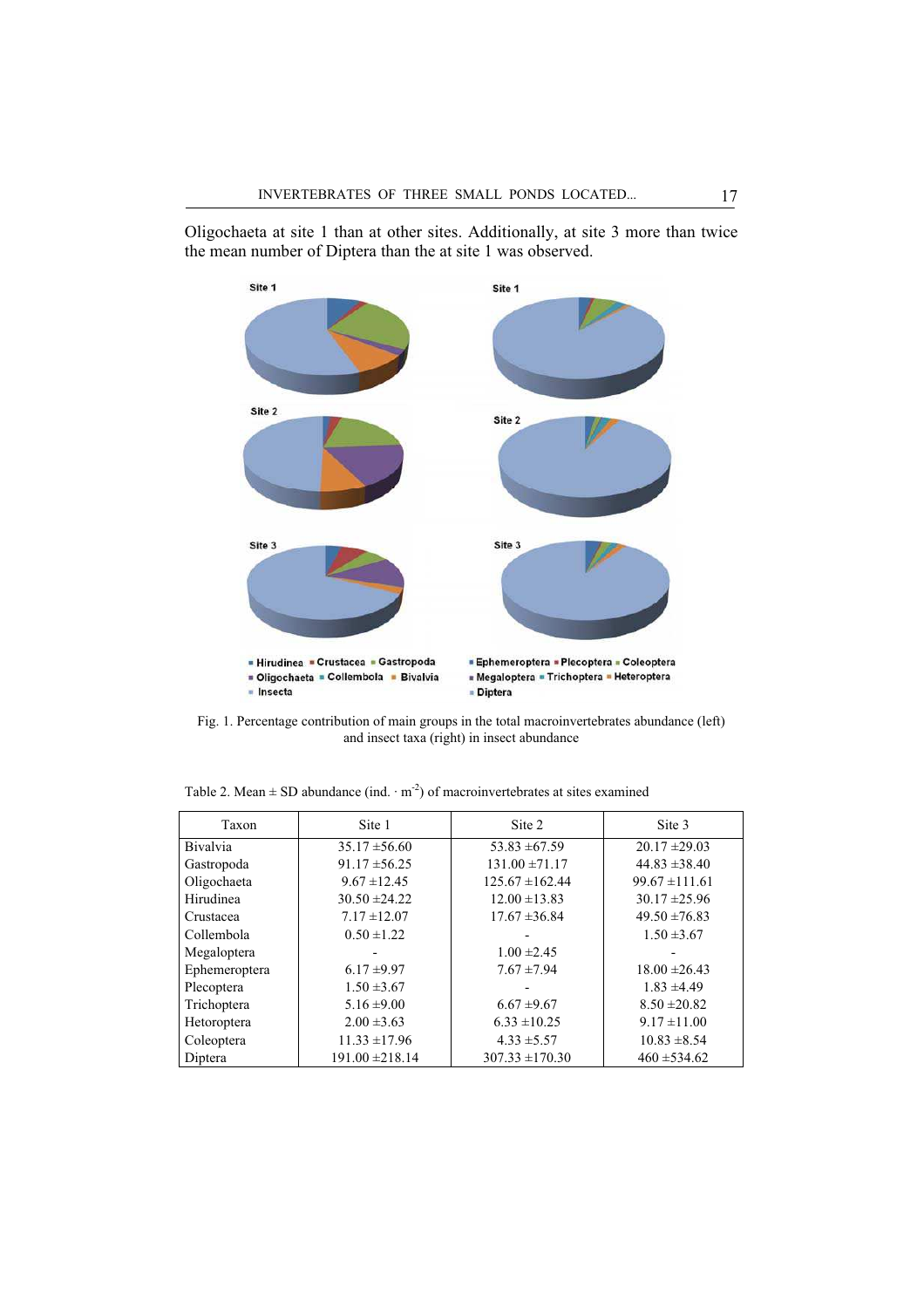Oligochaeta at site 1 than at other sites. Additionally, at site 3 more than twice the mean number of Diptera than the at site 1 was observed.

Fig. 1. Percentage contribution of main groups in the total macroinvertebrates abundance (left) and insect taxa (right) in insect abundance

Table 2. Mean ± SD abundance (ind. · m$^{-2}$) of macroinvertebrates at sites examined

| Taxon | Site 1 | Site 2 | Site 3 |
|---|---|---|---|
| Bivalvia | 35.17 ±56.60 | 53.83 ±67.59 | 20.17 ±29.03 |
| Gastropoda | 91.17 ±56.25 | 131.00 ±71.17 | 44.83 ±38.40 |
| Oligochaeta | 9.67 ±12.45 | 125.67 ±162.44 | 99.67 ±111.61 |
| Hirudinea | 30.50 ±24.22 | 12.00 ±13.83 | 30.17 ±25.96 |
| Crustacea | 7.17 ±12.07 | 17.67 ±36.84 | 49.50 ±76.83 |
| Collembola | 0.50 ±1.22 | - | 1.50 ±3.67 |
| Megaloptera | - | 1.00 ±2.45 | - |
| Ephemeroptera | 6.17 ±9.97 | 7.67 ±7.94 | 18.00 ±26.43 |
| Plecoptera | 1.50 ±3.67 | - | 1.83 ±4.49 |
| Trichoptera | 5.16 ±9.00 | 6.67 ±9.67 | 8.50 ±20.82 |
| Hetoroptera | 2.00 ±3.63 | 6.33 ±10.25 | 9.17 ±11.00 |
| Coleoptera | 11.33 ±17.96 | 4.33 ±5.57 | 10.83 ±8.54 |
| Diptera | 191.00 ±218.14 | 307.33 ±170.30 | 460 ±534.62 |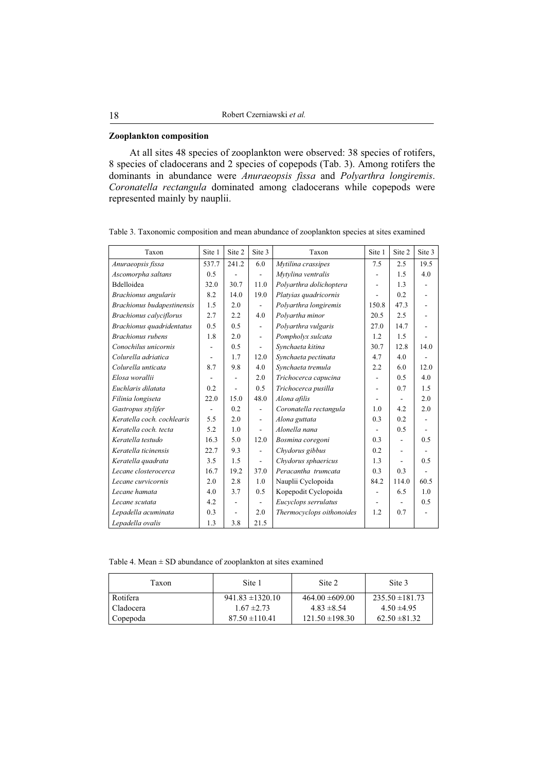### Zooplankton composition

At all sites 48 species of zooplankton were observed: 38 species of rotifers, 8 species of cladocerans and 2 species of copepods (Tab. 3). Among rotifers the dominants in abundance were *Anuraeopsis fissa* and *Polyarthra longiremis*. *Coronatella rectangula* dominated among cladocerans while copepods were represented mainly by nauplii.

Table 3. Taxonomic composition and mean abundance of zooplankton species at sites examined

| Taxon | Site 1 | Site 2 | Site 3 | Taxon | Site 1 | Site 2 | Site 3 |
|---|---|---|---|---|---|---|---|
| *Anuraeopsis fissa* | 537.7 | 241.2 | 6.0 | *Mytilina crassipes* | 7.5 | 2.5 | 19.5 |
| *Ascomorpha saltans* | 0.5 | - | - | *Mytylina ventralis* | - | 1.5 | 4.0 |
| Bdelloidea | 32.0 | 30.7 | 11.0 | *Polyarthra dolichoptera* | - | 1.3 | - |
| *Brachionus angularis* | 8.2 | 14.0 | 19.0 | *Platyias quadricornis* | - | 0.2 | - |
| *Brachionus budapestinensis* | 1.5 | 2.0 | - | *Polyarthra longiremis* | 150.8 | 47.3 | - |
| *Brachionus calyciflorus* | 2.7 | 2.2 | 4.0 | *Polyartha minor* | 20.5 | 2.5 | - |
| *Brachionus quadridentatus* | 0.5 | 0.5 | - | *Polyarthra vulgaris* | 27.0 | 14.7 | - |
| *Brachionus rubens* | 1.8 | 2.0 | - | *Pompholyx sulcata* | 1.2 | 1.5 | - |
| *Conochilus unicornis* | - | 0.5 | - | *Synchaeta kitina* | 30.7 | 12.8 | 14.0 |
| *Colurella adriatica* | - | 1.7 | 12.0 | *Synchaeta pectinata* | 4.7 | 4.0 | - |
| *Colurella unticata* | 8.7 | 9.8 | 4.0 | *Synchaeta tremula* | 2.2 | 6.0 | 12.0 |
| *Elosa worallii* | - | - | 2.0 | *Trichocerca capucina* | - | 0.5 | 4.0 |
| *Euchlaris dilatata* | 0.2 | - | 0.5 | *Trichocerca pusilla* | - | 0.7 | 1.5 |
| *Filinia longiseta* | 22.0 | 15.0 | 48.0 | *Alona afilis* | - | - | 2.0 |
| *Gastropus stylifer* | - | 0.2 | - | *Coronatella rectangula* | 1.0 | 4.2 | 2.0 |
| *Keratella coch. cochlearis* | 5.5 | 2.0 | - | *Alona guttata* | 0.3 | 0.2 | - |
| *Keratella coch. tecta* | 5.2 | 1.0 | - | *Alonella nana* | - | 0.5 | - |
| *Keratella testudo* | 16.3 | 5.0 | 12.0 | *Bosmina coregoni* | 0.3 | - | 0.5 |
| *Keratella ticinensis* | 22.7 | 9.3 | - | *Chydorus gibbus* | 0.2 | - | - |
| *Keratella quadrata* | 3.5 | 1.5 | - | *Chydorus sphaericus* | 1.3 | - | 0.5 |
| *Lecane closterocerca* | 16.7 | 19.2 | 37.0 | *Peracantha trumcata* | 0.3 | 0.3 | - |
| *Lecane curvicornis* | 2.0 | 2.8 | 1.0 | Nauplii Cyclopoida | 84.2 | 114.0 | 60.5 |
| *Lecane hamata* | 4.0 | 3.7 | 0.5 | Kopepodit Cyclopoida | - | 6.5 | 1.0 |
| *Lecane scutata* | 4.2 | - | - | *Eucyclops serrulatus* | - | - | 0.5 |
| *Lepadella acuminata* | 0.3 | - | 2.0 | *Thermocyclops oithonoides* | 1.2 | 0.7 | - |
| *Lepadella ovalis* | 1.3 | 3.8 | 21.5 | | | | |

Table 4. Mean ± SD abundance of zooplankton at sites examined

| Taxon | Site 1 | Site 2 | Site 3 |
|---|---|---|---|
| Rotifera | 941.83 ±1320.10 | 464.00 ±609.00 | 235.50 ±181.73 |
| Cladocera | 1.67 ±2.73 | 4.83 ±8.54 | 4.50 ±4.95 |
| Copepoda | 87.50 ±110.41 | 121.50 ±198.30 | 62.50 ±81.32 |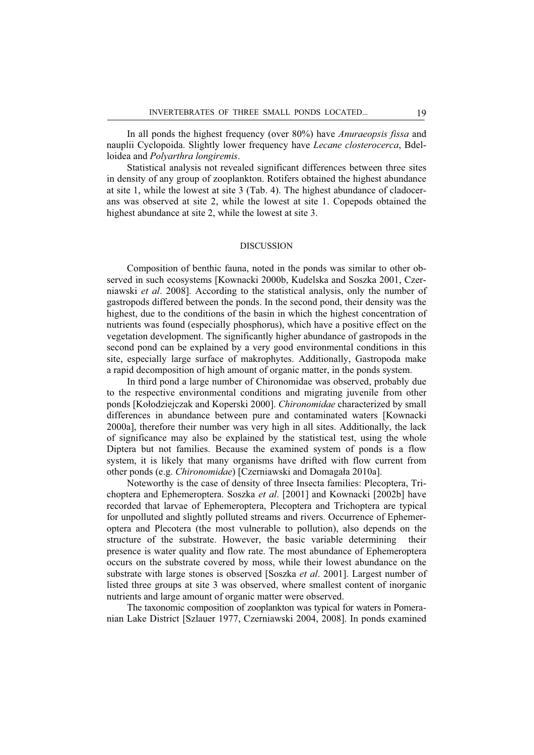In all ponds the highest frequency (over 80%) have *Anuraeopsis fissa* and nauplii Cyclopoida. Slightly lower frequency have *Lecane closterocerca*, Bdelloidea and *Polyarthra longiremis*.

Statistical analysis not revealed significant differences between three sites in density of any group of zooplankton. Rotifers obtained the highest abundance at site 1, while the lowest at site 3 (Tab. 4). The highest abundance of cladocerans was observed at site 2, while the lowest at site 1. Copepods obtained the highest abundance at site 2, while the lowest at site 3.

## DISCUSSION

Composition of benthic fauna, noted in the ponds was similar to other observed in such ecosystems [Kownacki 2000b, Kudelska and Soszka 2001, Czerniawski *et al*. 2008]. According to the statistical analysis, only the number of gastropods differed between the ponds. In the second pond, their density was the highest, due to the conditions of the basin in which the highest concentration of nutrients was found (especially phosphorus), which have a positive effect on the vegetation development. The significantly higher abundance of gastropods in the second pond can be explained by a very good environmental conditions in this site, especially large surface of makrophytes. Additionally, Gastropoda make a rapid decomposition of high amount of organic matter, in the ponds system.

In third pond a large number of Chironomidae was observed, probably due to the respective environmental conditions and migrating juvenile from other ponds [Kołodziejczak and Koperski 2000]. *Chironomidae* characterized by small differences in abundance between pure and contaminated waters [Kownacki 2000a], therefore their number was very high in all sites. Additionally, the lack of significance may also be explained by the statistical test, using the whole Diptera but not families. Because the examined system of ponds is a flow system, it is likely that many organisms have drifted with flow current from other ponds (e.g. *Chironomidae*) [Czerniawski and Domagała 2010a].

Noteworthy is the case of density of three Insecta families: Plecoptera, Trichoptera and Ephemeroptera. Soszka *et al*. [2001] and Kownacki [2002b] have recorded that larvae of Ephemeroptera, Plecoptera and Trichoptera are typical for unpolluted and slightly polluted streams and rivers. Occurrence of Ephemeroptera and Plecotera (the most vulnerable to pollution), also depends on the structure of the substrate. However, the basic variable determining their presence is water quality and flow rate. The most abundance of Ephemeroptera occurs on the substrate covered by moss, while their lowest abundance on the substrate with large stones is observed [Soszka *et al*. 2001]. Largest number of listed three groups at site 3 was observed, where smallest content of inorganic nutrients and large amount of organic matter were observed.

The taxonomic composition of zooplankton was typical for waters in Pomeranian Lake District [Szlauer 1977, Czerniawski 2004, 2008]. In ponds examined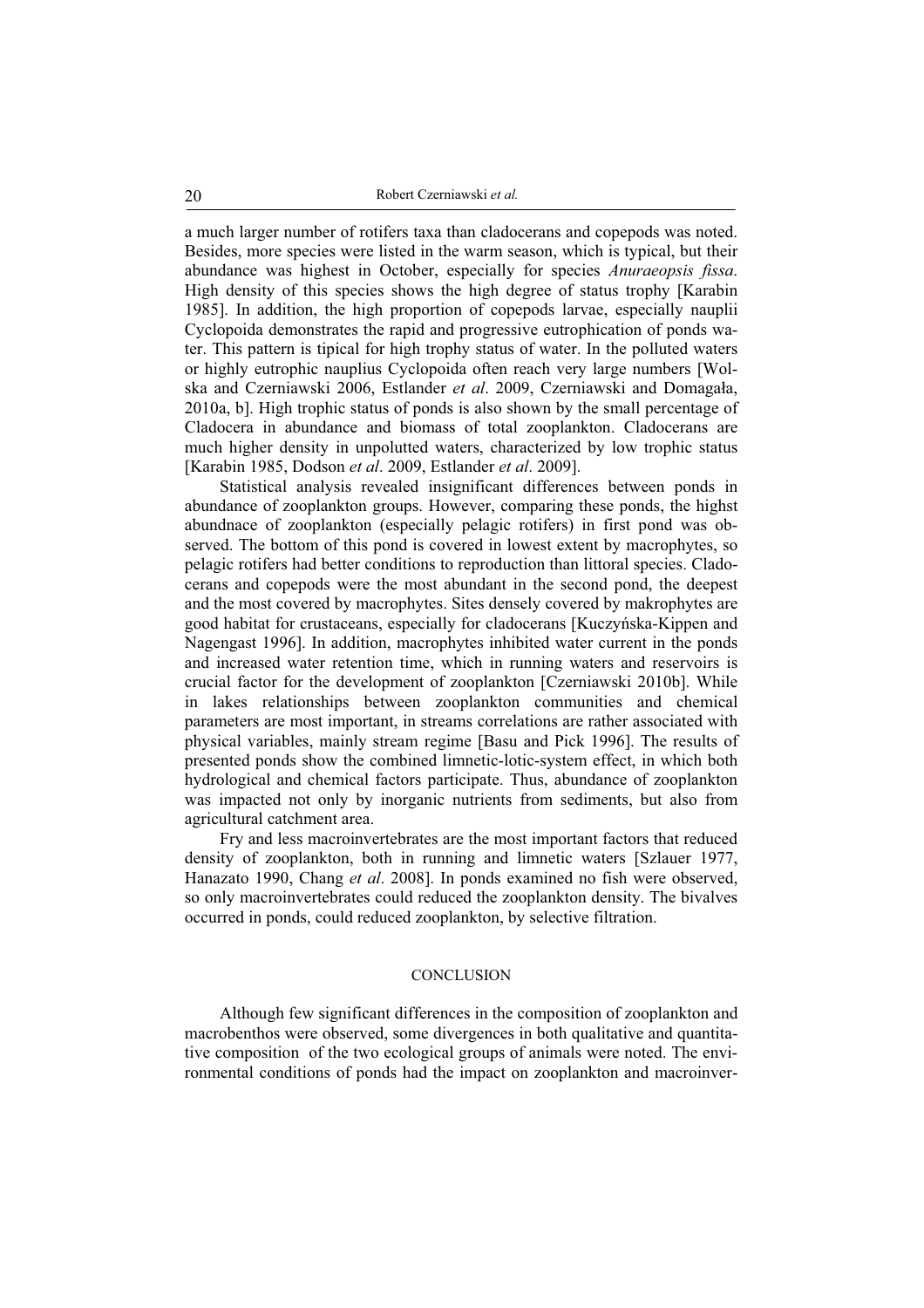a much larger number of rotifers taxa than cladocerans and copepods was noted. Besides, more species were listed in the warm season, which is typical, but their abundance was highest in October, especially for species *Anuraeopsis fissa*. High density of this species shows the high degree of status trophy [Karabin 1985]. In addition, the high proportion of copepods larvae, especially nauplii Cyclopoida demonstrates the rapid and progressive eutrophication of ponds water. This pattern is tipical for high trophy status of water. In the polluted waters or highly eutrophic nauplius Cyclopoida often reach very large numbers [Wolska and Czerniawski 2006, Estlander *et al*. 2009, Czerniawski and Domagała, 2010a, b]. High trophic status of ponds is also shown by the small percentage of Cladocera in abundance and biomass of total zooplankton. Cladocerans are much higher density in unpolutted waters, characterized by low trophic status [Karabin 1985, Dodson *et al*. 2009, Estlander *et al*. 2009].

Statistical analysis revealed insignificant differences between ponds in abundance of zooplankton groups. However, comparing these ponds, the highst abundnace of zooplankton (especially pelagic rotifers) in first pond was observed. The bottom of this pond is covered in lowest extent by macrophytes, so pelagic rotifers had better conditions to reproduction than littoral species. Cladocerans and copepods were the most abundant in the second pond, the deepest and the most covered by macrophytes. Sites densely covered by makrophytes are good habitat for crustaceans, especially for cladocerans [Kuczyńska-Kippen and Nagengast 1996]. In addition, macrophytes inhibited water current in the ponds and increased water retention time, which in running waters and reservoirs is crucial factor for the development of zooplankton [Czerniawski 2010b]. While in lakes relationships between zooplankton communities and chemical parameters are most important, in streams correlations are rather associated with physical variables, mainly stream regime [Basu and Pick 1996]. The results of presented ponds show the combined limnetic-lotic-system effect, in which both hydrological and chemical factors participate. Thus, abundance of zooplankton was impacted not only by inorganic nutrients from sediments, but also from agricultural catchment area.

Fry and less macroinvertebrates are the most important factors that reduced density of zooplankton, both in running and limnetic waters [Szlauer 1977, Hanazato 1990, Chang *et al*. 2008]. In ponds examined no fish were observed, so only macroinvertebrates could reduced the zooplankton density. The bivalves occurred in ponds, could reduced zooplankton, by selective filtration.

## CONCLUSION

Although few significant differences in the composition of zooplankton and macrobenthos were observed, some divergences in both qualitative and quantitative composition of the two ecological groups of animals were noted. The environmental conditions of ponds had the impact on zooplankton and macroinver-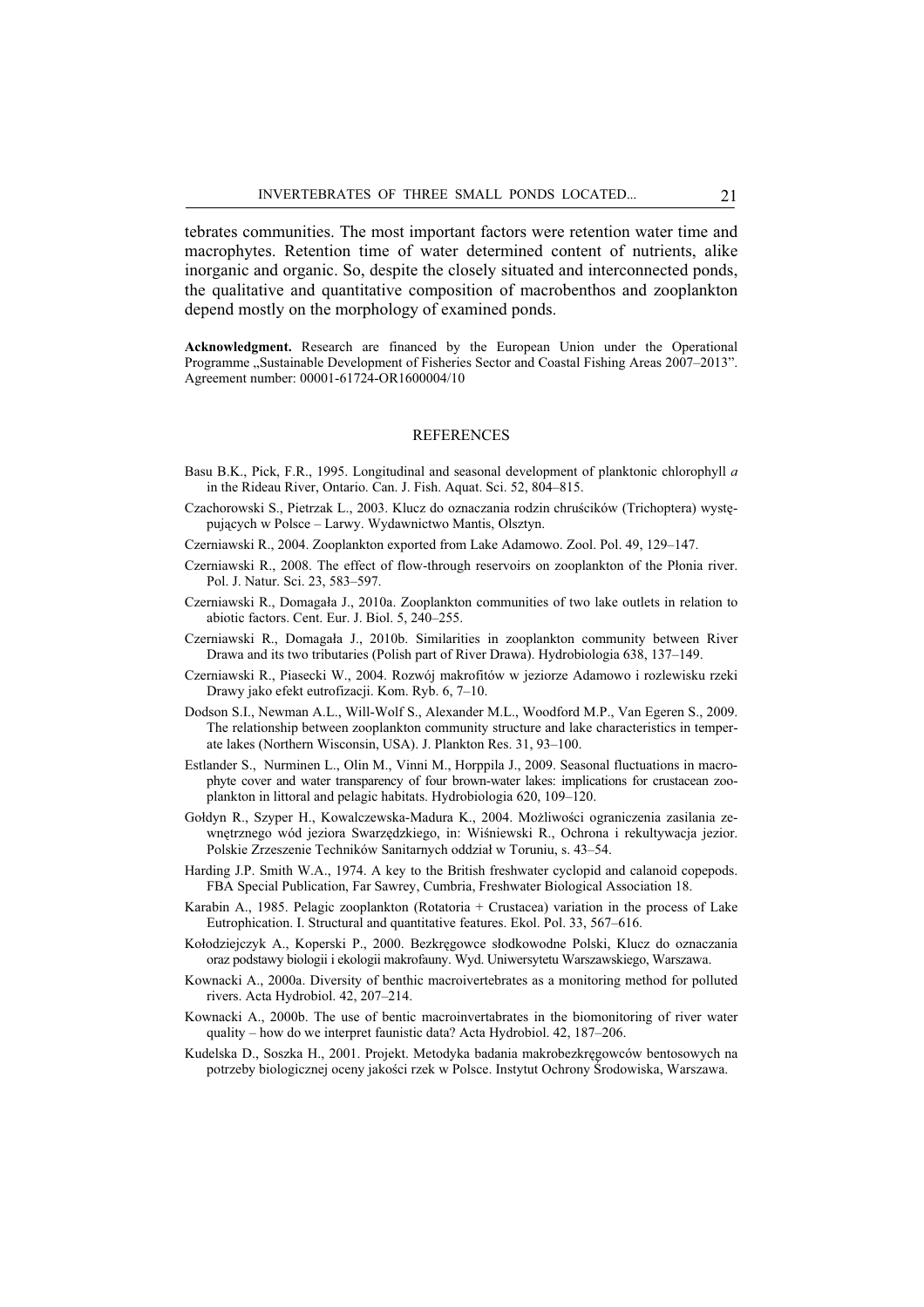tebrates communities. The most important factors were retention water time and macrophytes. Retention time of water determined content of nutrients, alike inorganic and organic. So, despite the closely situated and interconnected ponds, the qualitative and quantitative composition of macrobenthos and zooplankton depend mostly on the morphology of examined ponds.

**Acknowledgment.** Research are financed by the European Union under the Operational Programme „Sustainable Development of Fisheries Sector and Coastal Fishing Areas 2007–2013". Agreement number: 00001-61724-OR1600004/10

## REFERENCES

Basu B.K., Pick, F.R., 1995. Longitudinal and seasonal development of planktonic chlorophyll *a* in the Rideau River, Ontario. Can. J. Fish. Aquat. Sci. 52, 804–815.

Czachorowski S., Pietrzak L., 2003. Klucz do oznaczania rodzin chruścików (Trichoptera) występujących w Polsce – Larwy. Wydawnictwo Mantis, Olsztyn.

Czerniawski R., 2004. Zooplankton exported from Lake Adamowo. Zool. Pol. 49, 129–147.

Czerniawski R., 2008. The effect of flow-through reservoirs on zooplankton of the Płonia river. Pol. J. Natur. Sci. 23, 583–597.

Czerniawski R., Domagała J., 2010a. Zooplankton communities of two lake outlets in relation to abiotic factors. Cent. Eur. J. Biol. 5, 240–255.

Czerniawski R., Domagała J., 2010b. Similarities in zooplankton community between River Drawa and its two tributaries (Polish part of River Drawa). Hydrobiologia 638, 137–149.

Czerniawski R., Piasecki W., 2004. Rozwój makrofitów w jeziorze Adamowo i rozlewisku rzeki Drawy jako efekt eutrofizacji. Kom. Ryb. 6, 7–10.

Dodson S.I., Newman A.L., Will-Wolf S., Alexander M.L., Woodford M.P., Van Egeren S., 2009. The relationship between zooplankton community structure and lake characteristics in temperate lakes (Northern Wisconsin, USA). J. Plankton Res. 31, 93–100.

Estlander S., Nurminen L., Olin M., Vinni M., Horppila J., 2009. Seasonal fluctuations in macrophyte cover and water transparency of four brown-water lakes: implications for crustacean zooplankton in littoral and pelagic habitats. Hydrobiologia 620, 109–120.

Gołdyn R., Szyper H., Kowalczewska-Madura K., 2004. Możliwości ograniczenia zasilania zewnętrznego wód jeziora Swarzędzkiego, in: Wiśniewski R., Ochrona i rekultywacja jezior. Polskie Zrzeszenie Techników Sanitarnych oddział w Toruniu, s. 43–54.

Harding J.P. Smith W.A., 1974. A key to the British freshwater cyclopid and calanoid copepods. FBA Special Publication, Far Sawrey, Cumbria, Freshwater Biological Association 18.

Karabin A., 1985. Pelagic zooplankton (Rotatoria + Crustacea) variation in the process of Lake Eutrophication. I. Structural and quantitative features. Ekol. Pol. 33, 567–616.

Kołodziejczyk A., Koperski P., 2000. Bezkręgowce słodkowodne Polski, Klucz do oznaczania oraz podstawy biologii i ekologii makrofauny. Wyd. Uniwersytetu Warszawskiego, Warszawa.

Kownacki A., 2000a. Diversity of benthic macroivertebrates as a monitoring method for polluted rivers. Acta Hydrobiol. 42, 207–214.

Kownacki A., 2000b. The use of bentic macroinvertabrates in the biomonitoring of river water quality – how do we interpret faunistic data? Acta Hydrobiol. 42, 187–206.

Kudelska D., Soszka H., 2001. Projekt. Metodyka badania makrobezkręgowców bentosowych na potrzeby biologicznej oceny jakości rzek w Polsce. Instytut Ochrony Środowiska, Warszawa.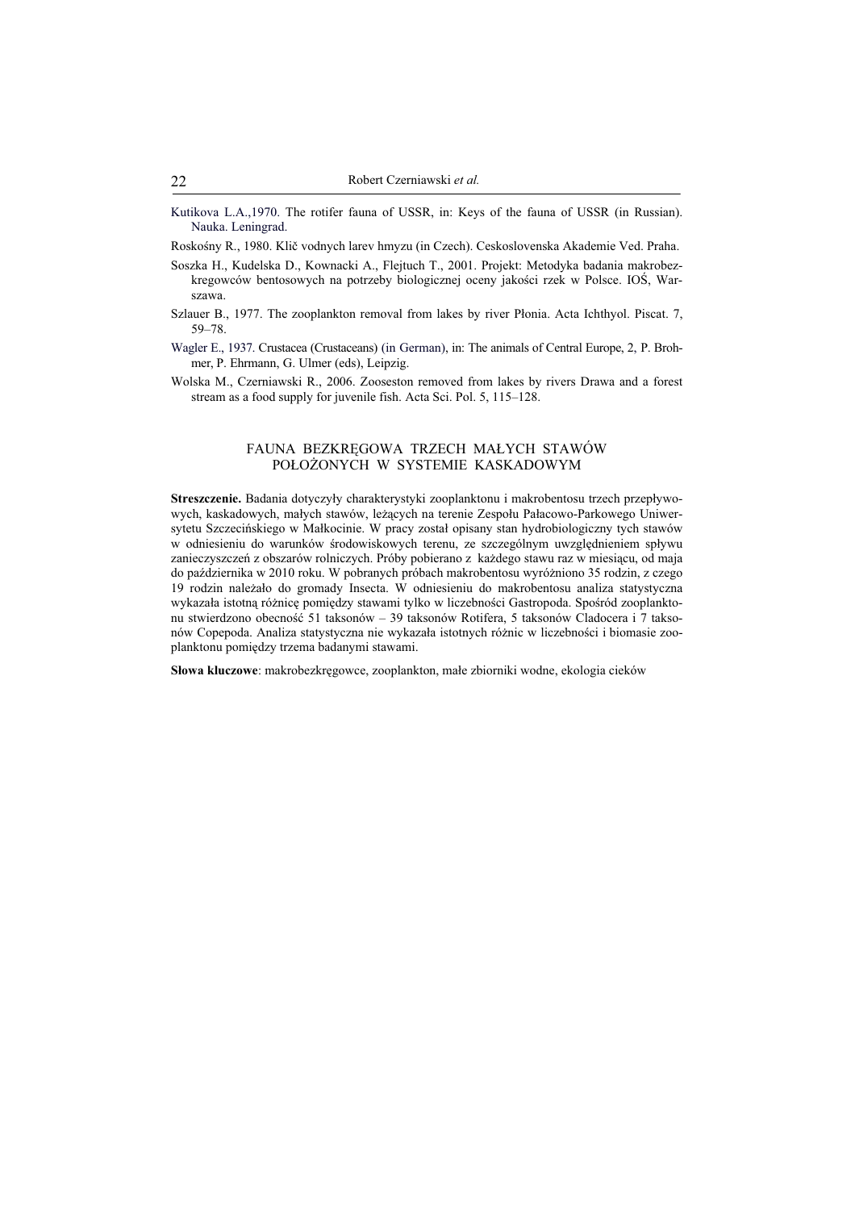Kutikova L.A.,1970. The rotifer fauna of USSR, in: Keys of the fauna of USSR (in Russian). Nauka. Leningrad.

Roskośny R., 1980. Klič vodnych larev hmyzu (in Czech). Ceskoslovenska Akademie Ved. Praha.

Soszka H., Kudelska D., Kownacki A., Flejtuch T., 2001. Projekt: Metodyka badania makrobezkregowców bentosowych na potrzeby biologicznej oceny jakości rzek w Polsce. IOŚ, Warszawa.

Szlauer B., 1977. The zooplankton removal from lakes by river Płonia. Acta Ichthyol. Piscat. 7, 59–78.

Wagler E., 1937. Crustacea (Crustaceans) (in German), in: The animals of Central Europe, 2, P. Brohmer, P. Ehrmann, G. Ulmer (eds), Leipzig.

Wolska M., Czerniawski R., 2006. Zooseston removed from lakes by rivers Drawa and a forest stream as a food supply for juvenile fish. Acta Sci. Pol. 5, 115–128.

## FAUNA BEZKRĘGOWA TRZECH MAŁYCH STAWÓW POŁOŻONYCH W SYSTEMIE KASKADOWYM

**Streszczenie.** Badania dotyczyły charakterystyki zooplanktonu i makrobentosu trzech przepływowych, kaskadowych, małych stawów, leżących na terenie Zespołu Pałacowo-Parkowego Uniwersytetu Szczecińskiego w Małkocinie. W pracy został opisany stan hydrobiologiczny tych stawów w odniesieniu do warunków środowiskowych terenu, ze szczególnym uwzględnieniem spływu zanieczyszczeń z obszarów rolniczych. Próby pobierano z każdego stawu raz w miesiącu, od maja do października w 2010 roku. W pobranych próbach makrobentosu wyróżniono 35 rodzin, z czego 19 rodzin należało do gromady Insecta. W odniesieniu do makrobentosu analiza statystyczna wykazała istotną różnicę pomiędzy stawami tylko w liczebności Gastropoda. Spośród zooplanktonu stwierdzono obecność 51 taksonów – 39 taksonów Rotifera, 5 taksonów Cladocera i 7 taksonów Copepoda. Analiza statystyczna nie wykazała istotnych różnic w liczebności i biomasie zooplanktonu pomiędzy trzema badanymi stawami.

**Słowa kluczowe**: makrobezkręgowce, zooplankton, małe zbiorniki wodne, ekologia cieków